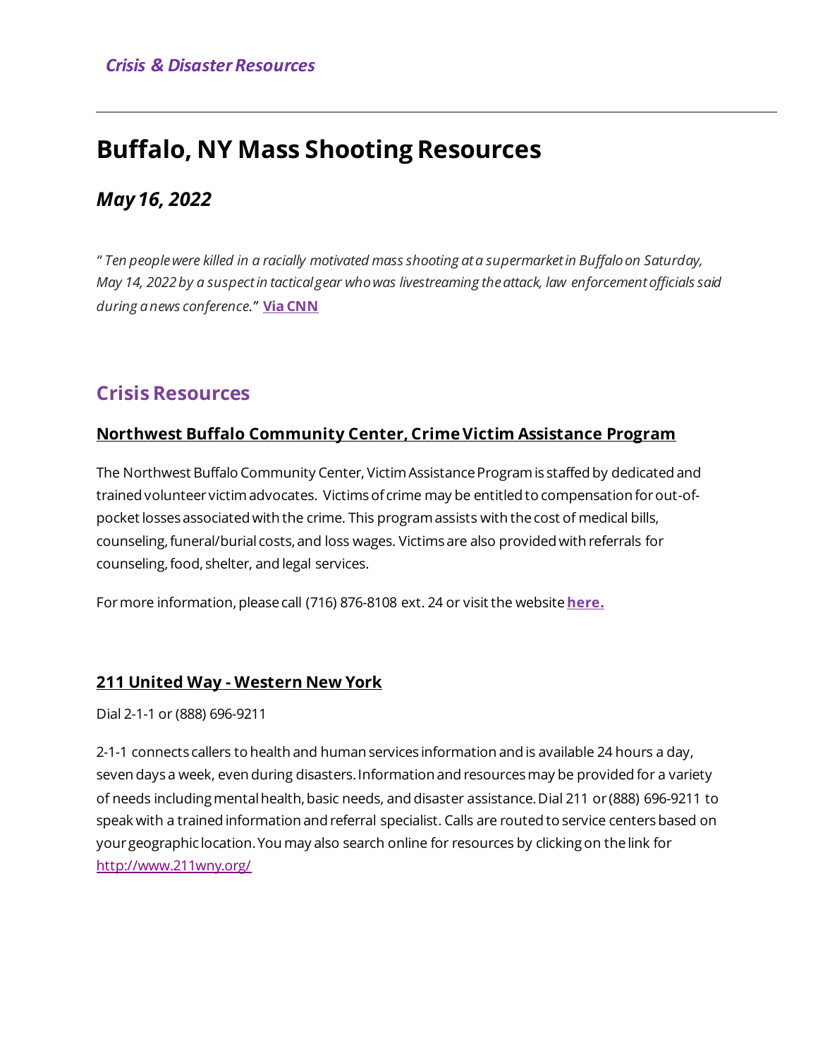*Crisis & Disaster Resources*

# Buffalo, NY Mass Shooting Resources

## *May 16, 2022*

*" Ten people were killed in a racially motivated mass shooting at a supermarket in Buffalo on Saturday, May 14, 2022 by a suspect in tactical gear who was livestreaming the attack, law enforcement officials said during a news conference."* **Via CNN**

## Crisis Resources

### Northwest Buffalo Community Center, Crime Victim Assistance Program

The Northwest Buffalo Community Center, Victim Assistance Program is staffed by dedicated and trained volunteer victim advocates. Victims of crime may be entitled to compensation for out-of-pocket losses associated with the crime. This program assists with the cost of medical bills, counseling, funeral/burial costs, and loss wages. Victims are also provided with referrals for counseling, food, shelter, and legal services.

For more information, please call (716) 876-8108 ext. 24 or visit the website **here.**

### 211 United Way - Western New York

Dial 2-1-1 or (888) 696-9211

2-1-1 connects callers to health and human services information and is available 24 hours a day, seven days a week, even during disasters. Information and resources may be provided for a variety of needs including mental health, basic needs, and disaster assistance. Dial 211 or (888) 696-9211 to speak with a trained information and referral specialist. Calls are routed to service centers based on your geographic location. You may also search online for resources by clicking on the link for http://www.211wny.org/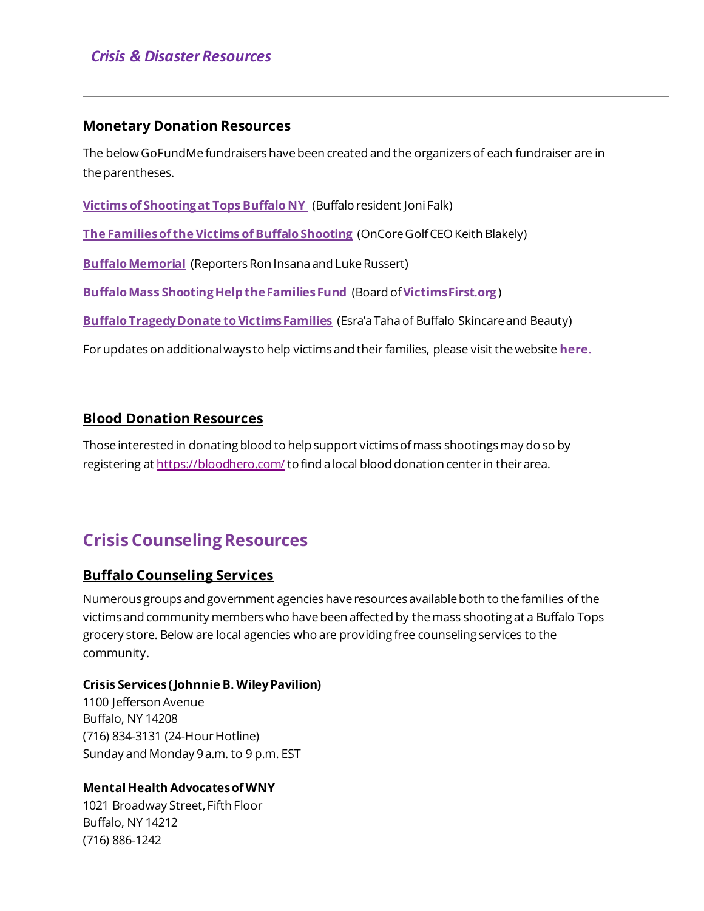*Crisis & Disaster Resources*

---

## Monetary Donation Resources

The below GoFundMe fundraisers have been created and the organizers of each fundraiser are in the parentheses.

**Victims of Shooting at Tops Buffalo NY** (Buffalo resident Joni Falk)

**The Families of the Victims of Buffalo Shooting** (OnCore Golf CEO Keith Blakely)

**Buffalo Memorial** (Reporters Ron Insana and Luke Russert)

**Buffalo Mass Shooting Help the Families Fund** (Board of **VictimsFirst.org**)

**Buffalo Tragedy Donate to Victims Families** (Esra'a Taha of Buffalo Skincare and Beauty)

For updates on additional ways to help victims and their families, please visit the website **here.**

## Blood Donation Resources

Those interested in donating blood to help support victims of mass shootings may do so by registering at https://bloodhero.com/ to find a local blood donation center in their area.

# Crisis Counseling Resources

## Buffalo Counseling Services

Numerous groups and government agencies have resources available both to the families of the victims and community members who have been affected by the mass shooting at a Buffalo Tops grocery store. Below are local agencies who are providing free counseling services to the community.

**Crisis Services (Johnnie B. Wiley Pavilion)**
1100 Jefferson Avenue
Buffalo, NY 14208
(716) 834-3131 (24-Hour Hotline)
Sunday and Monday 9 a.m. to 9 p.m. EST

**Mental Health Advocates of WNY**
1021 Broadway Street, Fifth Floor
Buffalo, NY 14212
(716) 886-1242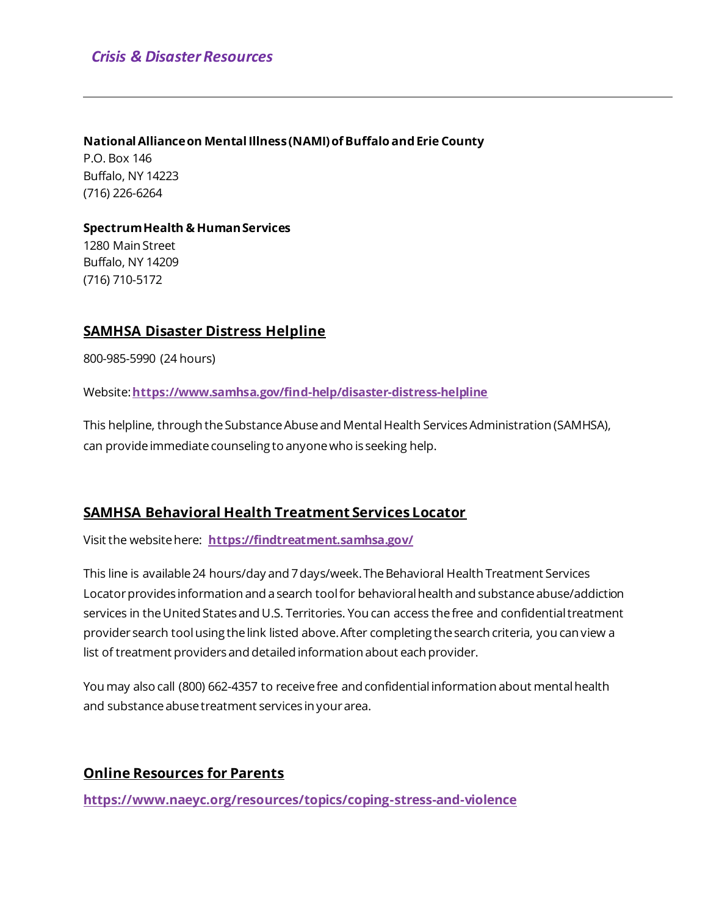*Crisis & Disaster Resources*

**National Alliance on Mental Illness (NAMI) of Buffalo and Erie County**
P.O. Box 146
Buffalo, NY 14223
(716) 226-6264

**Spectrum Health & Human Services**
1280 Main Street
Buffalo, NY 14209
(716) 710-5172

## SAMHSA Disaster Distress Helpline

800-985-5990 (24 hours)

Website: **https://www.samhsa.gov/find-help/disaster-distress-helpline**

This helpline, through the Substance Abuse and Mental Health Services Administration (SAMHSA), can provide immediate counseling to anyone who is seeking help.

## SAMHSA Behavioral Health Treatment Services Locator

Visit the website here: **https://findtreatment.samhsa.gov/**

This line is available 24 hours/day and 7 days/week. The Behavioral Health Treatment Services Locator provides information and a search tool for behavioral health and substance abuse/addiction services in the United States and U.S. Territories. You can access the free and confidential treatment provider search tool using the link listed above. After completing the search criteria, you can view a list of treatment providers and detailed information about each provider.

You may also call (800) 662-4357 to receive free and confidential information about mental health and substance abuse treatment services in your area.

## Online Resources for Parents

**https://www.naeyc.org/resources/topics/coping-stress-and-violence**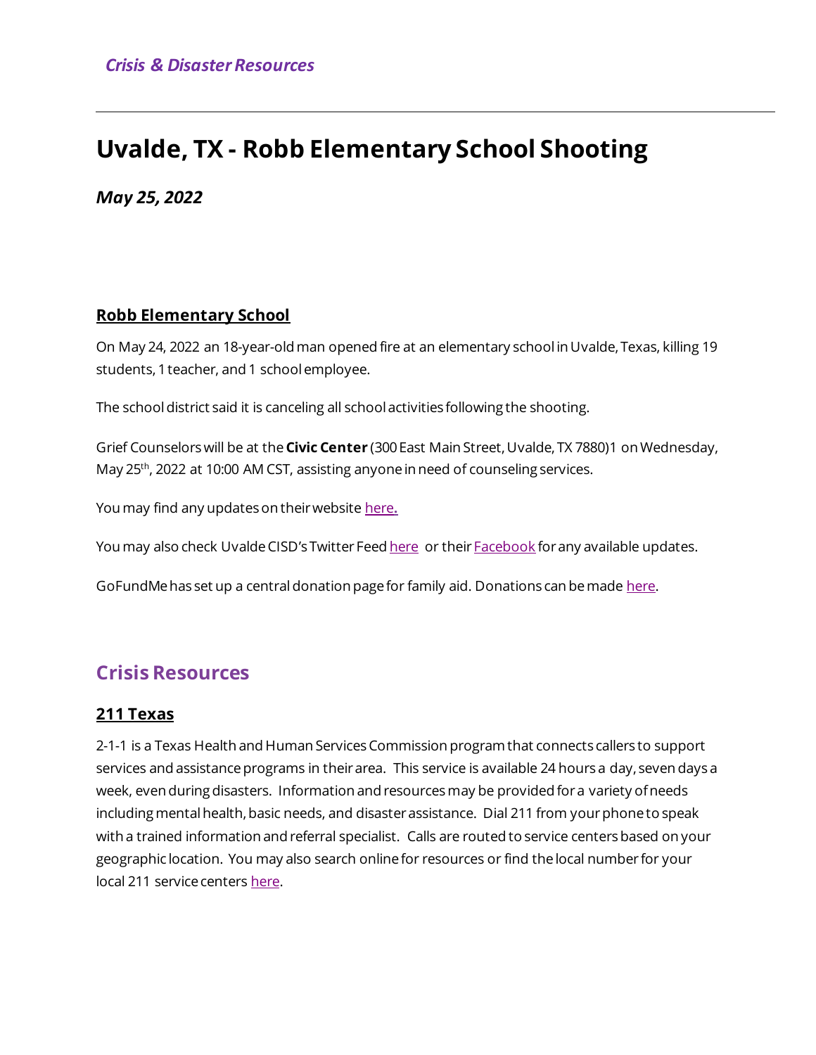*Crisis & Disaster Resources*

# Uvalde, TX - Robb Elementary School Shooting

***May 25, 2022***

**Robb Elementary School**

On May 24, 2022 an 18-year-old man opened fire at an elementary school in Uvalde, Texas, killing 19 students, 1 teacher, and 1 school employee.

The school district said it is canceling all school activities following the shooting.

Grief Counselors will be at the **Civic Center** (300 East Main Street, Uvalde, TX 7880)1 on Wednesday, May 25th, 2022 at 10:00 AM CST, assisting anyone in need of counseling services.

You may find any updates on their website here.

You may also check Uvalde CISD's Twitter Feed here or their Facebook for any available updates.

GoFundMe has set up a central donation page for family aid. Donations can be made here.

## Crisis Resources

**211 Texas**

2-1-1 is a Texas Health and Human Services Commission program that connects callers to support services and assistance programs in their area. This service is available 24 hours a day, seven days a week, even during disasters. Information and resources may be provided for a variety of needs including mental health, basic needs, and disaster assistance. Dial 211 from your phone to speak with a trained information and referral specialist. Calls are routed to service centers based on your geographic location. You may also search online for resources or find the local number for your local 211 service centers here.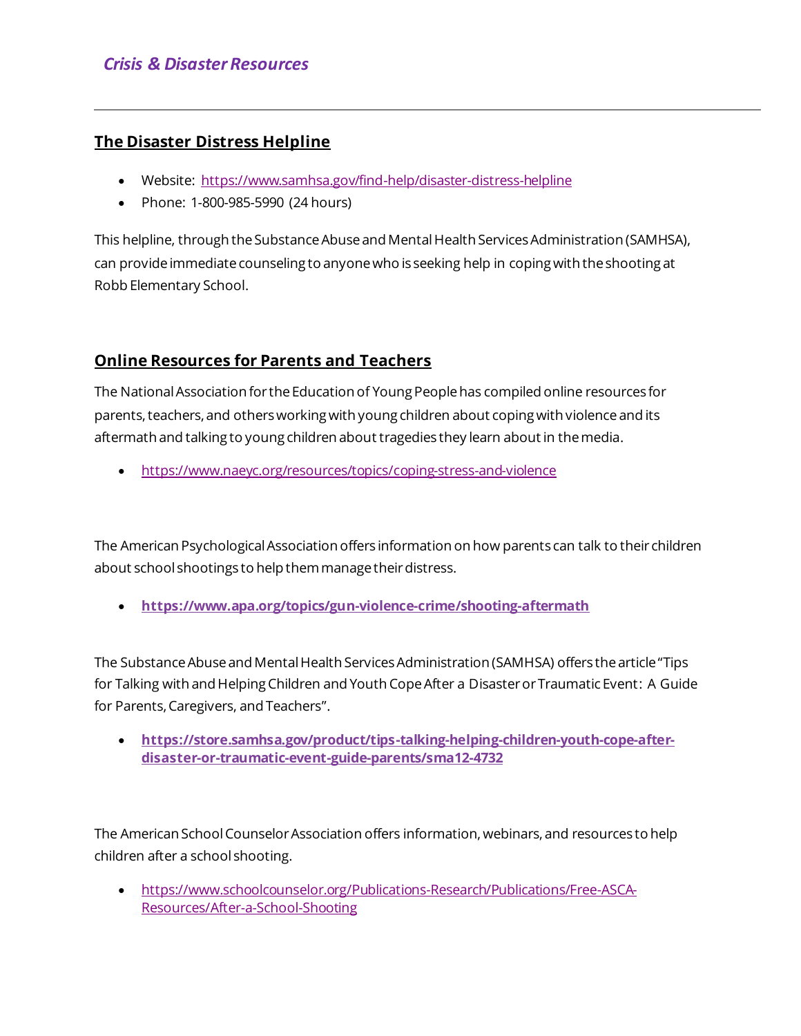*Crisis & Disaster Resources*

---

## The Disaster Distress Helpline

- Website: https://www.samhsa.gov/find-help/disaster-distress-helpline
- Phone: 1-800-985-5990 (24 hours)

This helpline, through the Substance Abuse and Mental Health Services Administration (SAMHSA), can provide immediate counseling to anyone who is seeking help in coping with the shooting at Robb Elementary School.

## Online Resources for Parents and Teachers

The National Association for the Education of Young People has compiled online resources for parents, teachers, and others working with young children about coping with violence and its aftermath and talking to young children about tragedies they learn about in the media.

- https://www.naeyc.org/resources/topics/coping-stress-and-violence

The American Psychological Association offers information on how parents can talk to their children about school shootings to help them manage their distress.

- **https://www.apa.org/topics/gun-violence-crime/shooting-aftermath**

The Substance Abuse and Mental Health Services Administration (SAMHSA) offers the article "Tips for Talking with and Helping Children and Youth Cope After a Disaster or Traumatic Event: A Guide for Parents, Caregivers, and Teachers".

- **https://store.samhsa.gov/product/tips-talking-helping-children-youth-cope-after-disaster-or-traumatic-event-guide-parents/sma12-4732**

The American School Counselor Association offers information, webinars, and resources to help children after a school shooting.

- https://www.schoolcounselor.org/Publications-Research/Publications/Free-ASCA-Resources/After-a-School-Shooting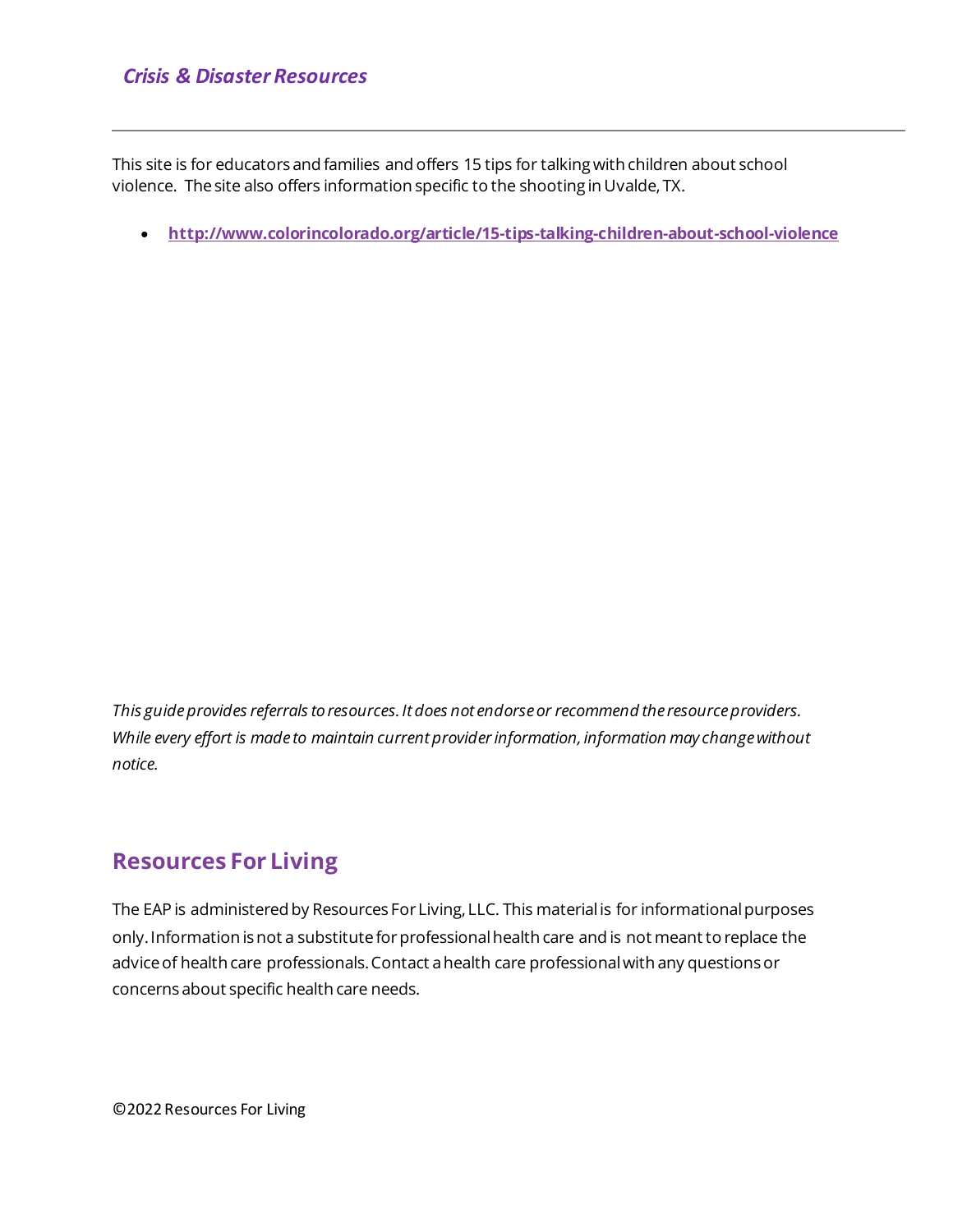This site is for educators and families and offers 15 tips for talking with children about school violence. The site also offers information specific to the shooting in Uvalde, TX.

- **http://www.colorincolorado.org/article/15-tips-talking-children-about-school-violence**

*This guide provides referrals to resources. It does not endorse or recommend the resource providers. While every effort is made to maintain current provider information, information may change without notice.*

## Resources For Living

The EAP is administered by Resources For Living, LLC. This material is for informational purposes only. Information is not a substitute for professional health care and is not meant to replace the advice of health care professionals. Contact a health care professional with any questions or concerns about specific health care needs.

©2022 Resources For Living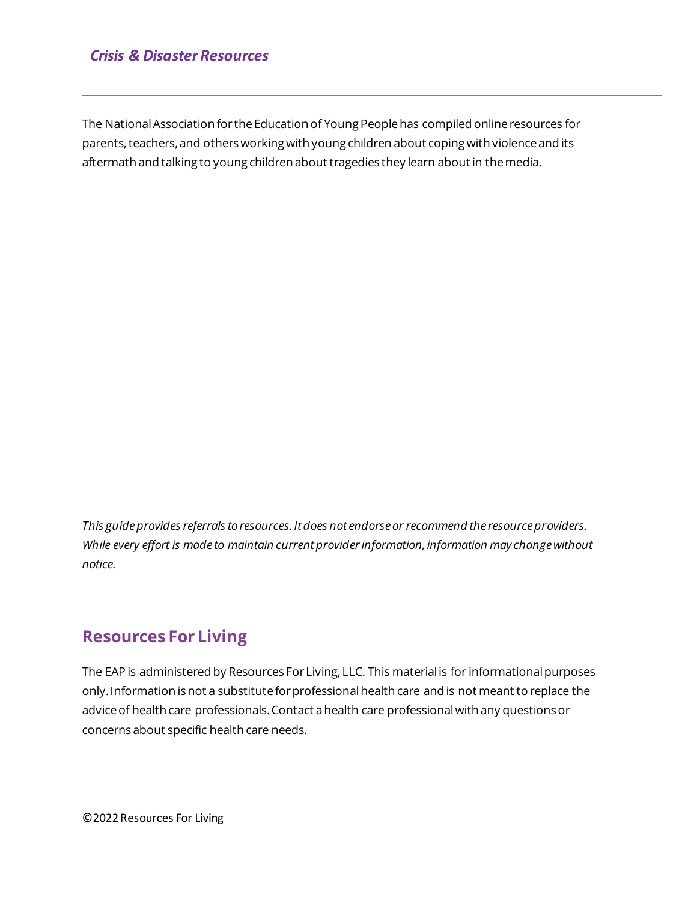*Crisis & Disaster Resources*

---

The National Association for the Education of Young People has compiled online resources for parents, teachers, and others working with young children about coping with violence and its aftermath and talking to young children about tragedies they learn about in the media.

*This guide provides referrals to resources. It does not endorse or recommend the resource providers. While every effort is made to maintain current provider information, information may change without notice.*

## Resources For Living

The EAP is administered by Resources For Living, LLC. This material is for informational purposes only. Information is not a substitute for professional health care and is not meant to replace the advice of health care professionals. Contact a health care professional with any questions or concerns about specific health care needs.

©2022 Resources For Living